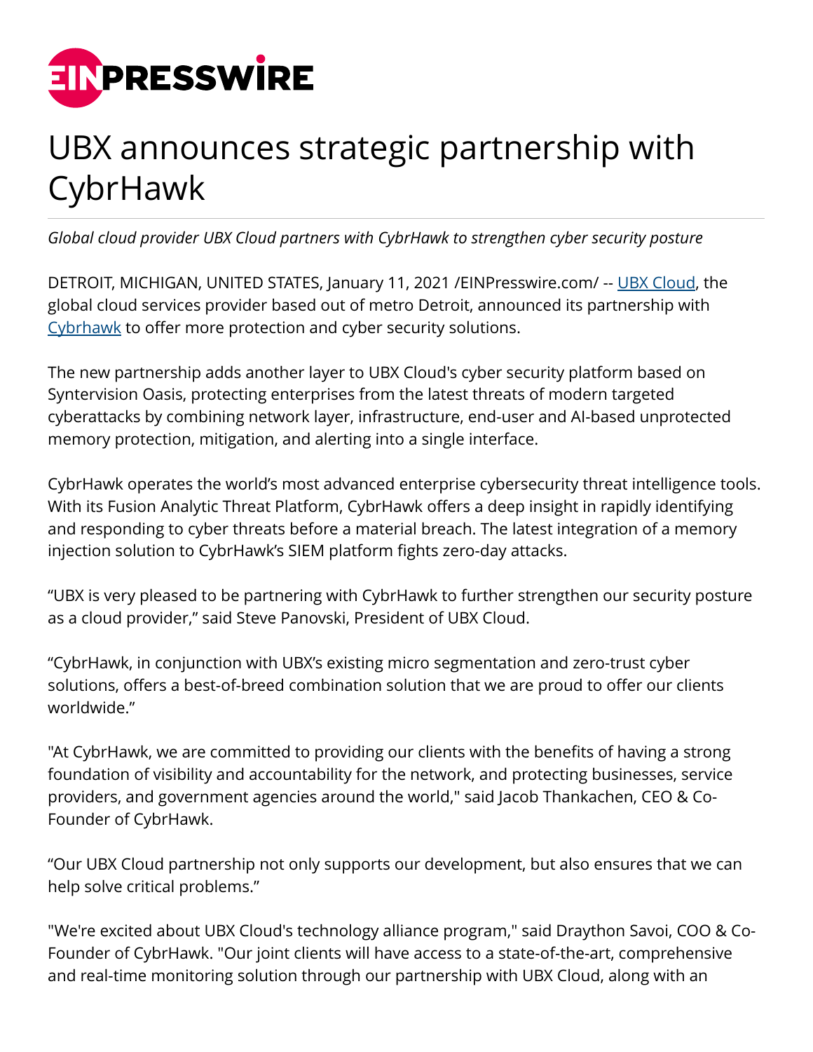# UBX announces strategic partnership with CybrHawk

*Global cloud provider UBX Cloud partners with CybrHawk to strengthen cyber security posture*

DETROIT, MICHIGAN, UNITED STATES, January 11, 2021 /EINPresswire.com/ -- UBX Cloud, the global cloud services provider based out of metro Detroit, announced its partnership with Cybrhawk to offer more protection and cyber security solutions.

The new partnership adds another layer to UBX Cloud's cyber security platform based on Syntervision Oasis, protecting enterprises from the latest threats of modern targeted cyberattacks by combining network layer, infrastructure, end-user and AI-based unprotected memory protection, mitigation, and alerting into a single interface.

CybrHawk operates the world's most advanced enterprise cybersecurity threat intelligence tools. With its Fusion Analytic Threat Platform, CybrHawk offers a deep insight in rapidly identifying and responding to cyber threats before a material breach. The latest integration of a memory injection solution to CybrHawk's SIEM platform fights zero-day attacks.

"UBX is very pleased to be partnering with CybrHawk to further strengthen our security posture as a cloud provider," said Steve Panovski, President of UBX Cloud.

"CybrHawk, in conjunction with UBX's existing micro segmentation and zero-trust cyber solutions, offers a best-of-breed combination solution that we are proud to offer our clients worldwide."

"At CybrHawk, we are committed to providing our clients with the benefits of having a strong foundation of visibility and accountability for the network, and protecting businesses, service providers, and government agencies around the world," said Jacob Thankachen, CEO & Co-Founder of CybrHawk.

"Our UBX Cloud partnership not only supports our development, but also ensures that we can help solve critical problems."

"We're excited about UBX Cloud's technology alliance program," said Draython Savoi, COO & Co-Founder of CybrHawk. "Our joint clients will have access to a state-of-the-art, comprehensive and real-time monitoring solution through our partnership with UBX Cloud, along with an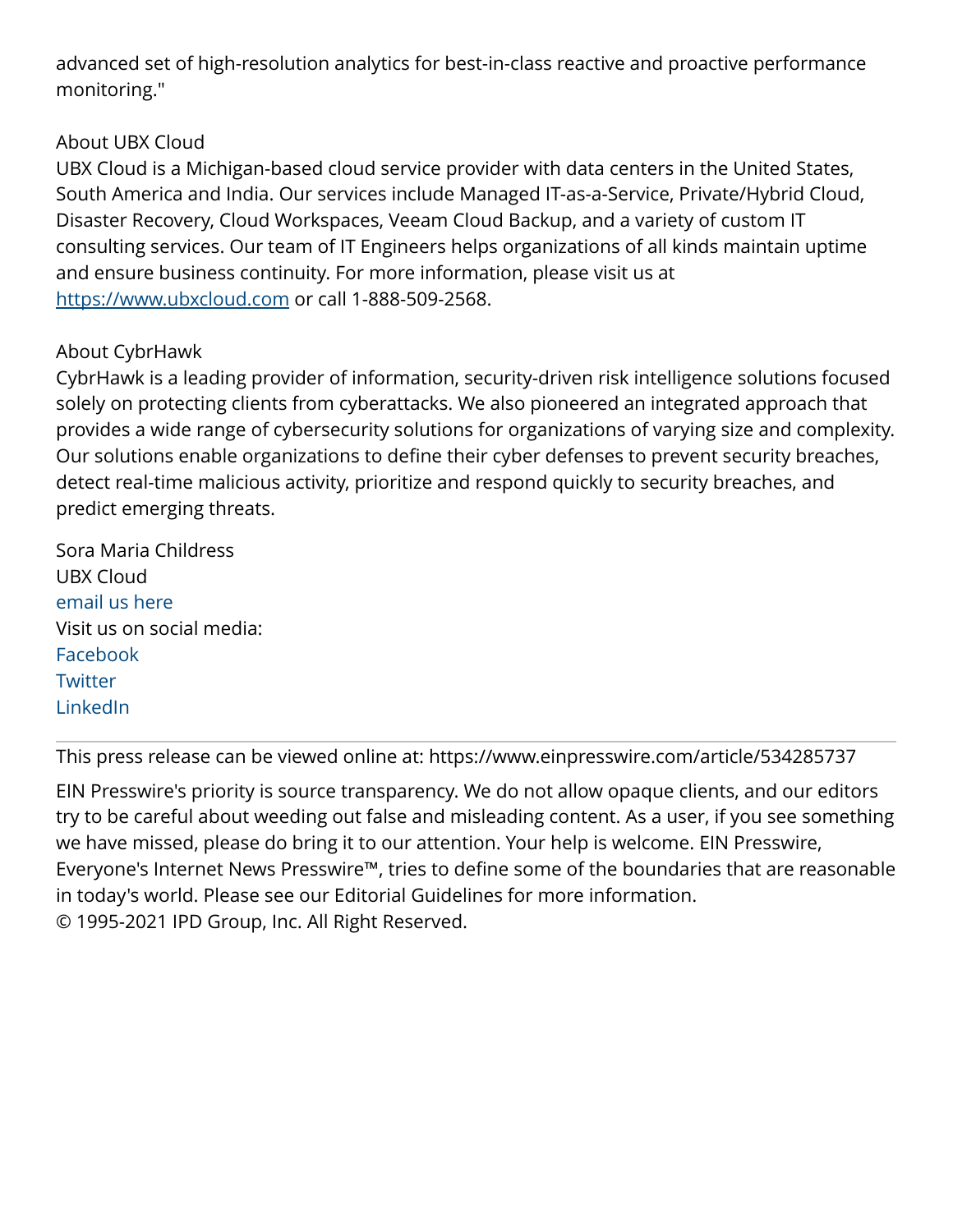advanced set of high-resolution analytics for best-in-class reactive and proactive performance monitoring."

About UBX Cloud
UBX Cloud is a Michigan-based cloud service provider with data centers in the United States, South America and India. Our services include Managed IT-as-a-Service, Private/Hybrid Cloud, Disaster Recovery, Cloud Workspaces, Veeam Cloud Backup, and a variety of custom IT consulting services. Our team of IT Engineers helps organizations of all kinds maintain uptime and ensure business continuity. For more information, please visit us at [https://www.ubxcloud.com](https://www.ubxcloud.com) or call 1-888-509-2568.

About CybrHawk
CybrHawk is a leading provider of information, security-driven risk intelligence solutions focused solely on protecting clients from cyberattacks. We also pioneered an integrated approach that provides a wide range of cybersecurity solutions for organizations of varying size and complexity. Our solutions enable organizations to define their cyber defenses to prevent security breaches, detect real-time malicious activity, prioritize and respond quickly to security breaches, and predict emerging threats.

Sora Maria Childress
UBX Cloud
email us here
Visit us on social media:
Facebook
Twitter
LinkedIn

---

This press release can be viewed online at: https://www.einpresswire.com/article/534285737

EIN Presswire's priority is source transparency. We do not allow opaque clients, and our editors try to be careful about weeding out false and misleading content. As a user, if you see something we have missed, please do bring it to our attention. Your help is welcome. EIN Presswire, Everyone's Internet News Presswire™, tries to define some of the boundaries that are reasonable in today's world. Please see our Editorial Guidelines for more information.
© 1995-2021 IPD Group, Inc. All Right Reserved.